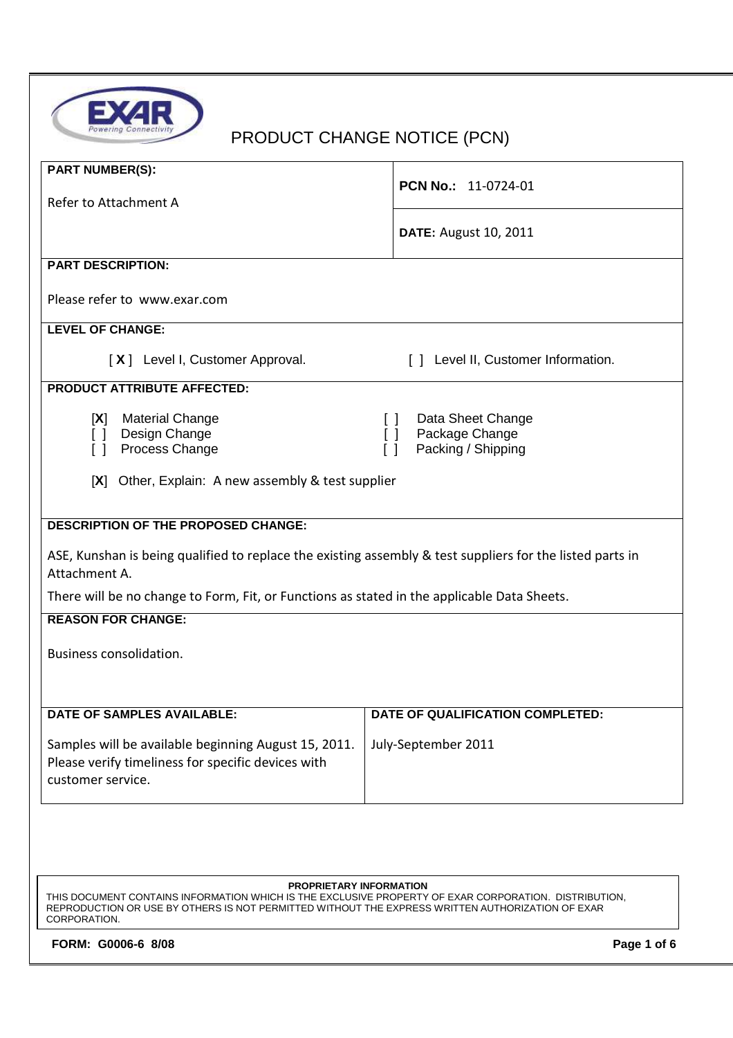# PRODUCT CHANGE NOTICE (PCN)

| **PART NUMBER(S):** | **PCN No.:** 11-0724-01 |
|---|---|
| Refer to Attachment A | **DATE:** August 10, 2011 |

**PART DESCRIPTION:**

Please refer to www.exar.com

**LEVEL OF CHANGE:**

[ **X** ] Level I, Customer Approval. [ ] Level II, Customer Information.

**PRODUCT ATTRIBUTE AFFECTED:**

[**X**] Material Change
[ ] Design Change
[ ] Process Change
[ ] Data Sheet Change
[ ] Package Change
[ ] Packing / Shipping

[**X**] Other, Explain: A new assembly & test supplier

**DESCRIPTION OF THE PROPOSED CHANGE:**

ASE, Kunshan is being qualified to replace the existing assembly & test suppliers for the listed parts in Attachment A.

There will be no change to Form, Fit, or Functions as stated in the applicable Data Sheets.

**REASON FOR CHANGE:**

Business consolidation.

| **DATE OF SAMPLES AVAILABLE:** | **DATE OF QUALIFICATION COMPLETED:** |
|---|---|
| Samples will be available beginning August 15, 2011. Please verify timeliness for specific devices with customer service. | July-September 2011 |

**PROPRIETARY INFORMATION**
THIS DOCUMENT CONTAINS INFORMATION WHICH IS THE EXCLUSIVE PROPERTY OF EXAR CORPORATION. DISTRIBUTION, REPRODUCTION OR USE BY OTHERS IS NOT PERMITTED WITHOUT THE EXPRESS WRITTEN AUTHORIZATION OF EXAR CORPORATION.

**FORM: G0006-6 8/08**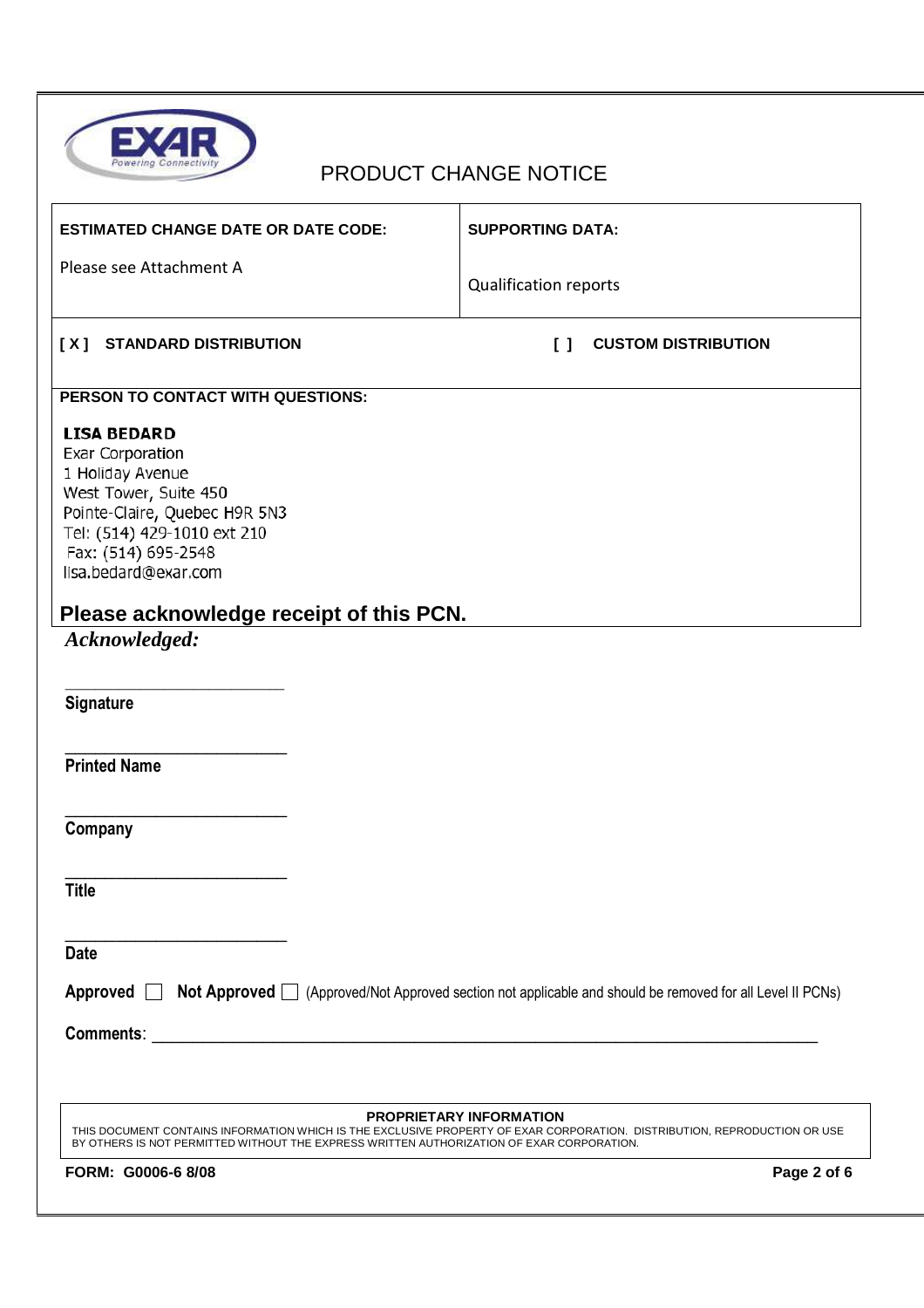# PRODUCT CHANGE NOTICE

| ESTIMATED CHANGE DATE OR DATE CODE: | SUPPORTING DATA: |
|---|---|
| Please see Attachment A | Qualification reports |

**[ X ] STANDARD DISTRIBUTION** **[ ] CUSTOM DISTRIBUTION**

**PERSON TO CONTACT WITH QUESTIONS:**

**LISA BEDARD**
Exar Corporation
1 Holiday Avenue
West Tower, Suite 450
Pointe-Claire, Quebec H9R 5N3
Tel: (514) 429-1010 ext 210
Fax: (514) 695-2548
lisa.bedard@exar.com

## Please acknowledge receipt of this PCN.

***Acknowledged:***

\_\_\_\_\_\_\_\_\_\_\_\_\_\_\_\_\_\_\_\_\_\_\_\_\_
**Signature**

\_\_\_\_\_\_\_\_\_\_\_\_\_\_\_\_\_\_\_\_\_\_\_\_\_
**Printed Name**

\_\_\_\_\_\_\_\_\_\_\_\_\_\_\_\_\_\_\_\_\_\_\_\_\_
**Company**

\_\_\_\_\_\_\_\_\_\_\_\_\_\_\_\_\_\_\_\_\_\_\_\_\_
**Title**

\_\_\_\_\_\_\_\_\_\_\_\_\_\_\_\_\_\_\_\_\_\_\_\_\_
**Date**

**Approved** ☐ **Not Approved** ☐ (Approved/Not Approved section not applicable and should be removed for all Level II PCNs)

**Comments**: \_\_\_\_\_\_\_\_\_\_\_\_\_\_\_\_\_\_\_\_\_\_\_\_\_\_\_\_\_\_\_\_\_\_\_\_\_\_\_\_\_\_\_\_\_\_\_\_\_\_\_\_\_\_\_\_\_\_\_\_\_\_

**PROPRIETARY INFORMATION**
THIS DOCUMENT CONTAINS INFORMATION WHICH IS THE EXCLUSIVE PROPERTY OF EXAR CORPORATION. DISTRIBUTION, REPRODUCTION OR USE BY OTHERS IS NOT PERMITTED WITHOUT THE EXPRESS WRITTEN AUTHORIZATION OF EXAR CORPORATION.

**FORM: G0006-6 8/08**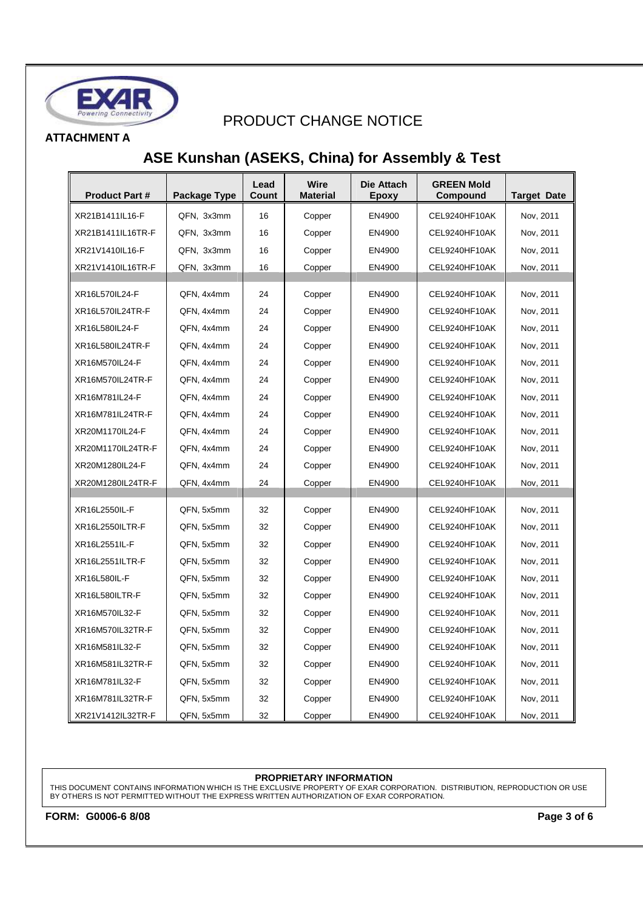# PRODUCT CHANGE NOTICE

**ATTACHMENT A**

## ASE Kunshan (ASEKS, China) for Assembly & Test

| Product Part # | Package Type | Lead Count | Wire Material | Die Attach Epoxy | GREEN Mold Compound | Target Date |
|---|---|---|---|---|---|---|
| XR21B1411IL16-F | QFN, 3x3mm | 16 | Copper | EN4900 | CEL9240HF10AK | Nov, 2011 |
| XR21B1411IL16TR-F | QFN, 3x3mm | 16 | Copper | EN4900 | CEL9240HF10AK | Nov, 2011 |
| XR21V1410IL16-F | QFN, 3x3mm | 16 | Copper | EN4900 | CEL9240HF10AK | Nov, 2011 |
| XR21V1410IL16TR-F | QFN, 3x3mm | 16 | Copper | EN4900 | CEL9240HF10AK | Nov, 2011 |
| | | | | | | |
| XR16L570IL24-F | QFN, 4x4mm | 24 | Copper | EN4900 | CEL9240HF10AK | Nov, 2011 |
| XR16L570IL24TR-F | QFN, 4x4mm | 24 | Copper | EN4900 | CEL9240HF10AK | Nov, 2011 |
| XR16L580IL24-F | QFN, 4x4mm | 24 | Copper | EN4900 | CEL9240HF10AK | Nov, 2011 |
| XR16L580IL24TR-F | QFN, 4x4mm | 24 | Copper | EN4900 | CEL9240HF10AK | Nov, 2011 |
| XR16M570IL24-F | QFN, 4x4mm | 24 | Copper | EN4900 | CEL9240HF10AK | Nov, 2011 |
| XR16M570IL24TR-F | QFN, 4x4mm | 24 | Copper | EN4900 | CEL9240HF10AK | Nov, 2011 |
| XR16M781IL24-F | QFN, 4x4mm | 24 | Copper | EN4900 | CEL9240HF10AK | Nov, 2011 |
| XR16M781IL24TR-F | QFN, 4x4mm | 24 | Copper | EN4900 | CEL9240HF10AK | Nov, 2011 |
| XR20M1170IL24-F | QFN, 4x4mm | 24 | Copper | EN4900 | CEL9240HF10AK | Nov, 2011 |
| XR20M1170IL24TR-F | QFN, 4x4mm | 24 | Copper | EN4900 | CEL9240HF10AK | Nov, 2011 |
| XR20M1280IL24-F | QFN, 4x4mm | 24 | Copper | EN4900 | CEL9240HF10AK | Nov, 2011 |
| XR20M1280IL24TR-F | QFN, 4x4mm | 24 | Copper | EN4900 | CEL9240HF10AK | Nov, 2011 |
| | | | | | | |
| XR16L2550IL-F | QFN, 5x5mm | 32 | Copper | EN4900 | CEL9240HF10AK | Nov, 2011 |
| XR16L2550ILTR-F | QFN, 5x5mm | 32 | Copper | EN4900 | CEL9240HF10AK | Nov, 2011 |
| XR16L2551IL-F | QFN, 5x5mm | 32 | Copper | EN4900 | CEL9240HF10AK | Nov, 2011 |
| XR16L2551ILTR-F | QFN, 5x5mm | 32 | Copper | EN4900 | CEL9240HF10AK | Nov, 2011 |
| XR16L580IL-F | QFN, 5x5mm | 32 | Copper | EN4900 | CEL9240HF10AK | Nov, 2011 |
| XR16L580ILTR-F | QFN, 5x5mm | 32 | Copper | EN4900 | CEL9240HF10AK | Nov, 2011 |
| XR16M570IL32-F | QFN, 5x5mm | 32 | Copper | EN4900 | CEL9240HF10AK | Nov, 2011 |
| XR16M570IL32TR-F | QFN, 5x5mm | 32 | Copper | EN4900 | CEL9240HF10AK | Nov, 2011 |
| XR16M581IL32-F | QFN, 5x5mm | 32 | Copper | EN4900 | CEL9240HF10AK | Nov, 2011 |
| XR16M581IL32TR-F | QFN, 5x5mm | 32 | Copper | EN4900 | CEL9240HF10AK | Nov, 2011 |
| XR16M781IL32-F | QFN, 5x5mm | 32 | Copper | EN4900 | CEL9240HF10AK | Nov, 2011 |
| XR16M781IL32TR-F | QFN, 5x5mm | 32 | Copper | EN4900 | CEL9240HF10AK | Nov, 2011 |
| XR21V1412IL32TR-F | QFN, 5x5mm | 32 | Copper | EN4900 | CEL9240HF10AK | Nov, 2011 |

**PROPRIETARY INFORMATION**

THIS DOCUMENT CONTAINS INFORMATION WHICH IS THE EXCLUSIVE PROPERTY OF EXAR CORPORATION. DISTRIBUTION, REPRODUCTION OR USE BY OTHERS IS NOT PERMITTED WITHOUT THE EXPRESS WRITTEN AUTHORIZATION OF EXAR CORPORATION.

**FORM: G0006-6 8/08**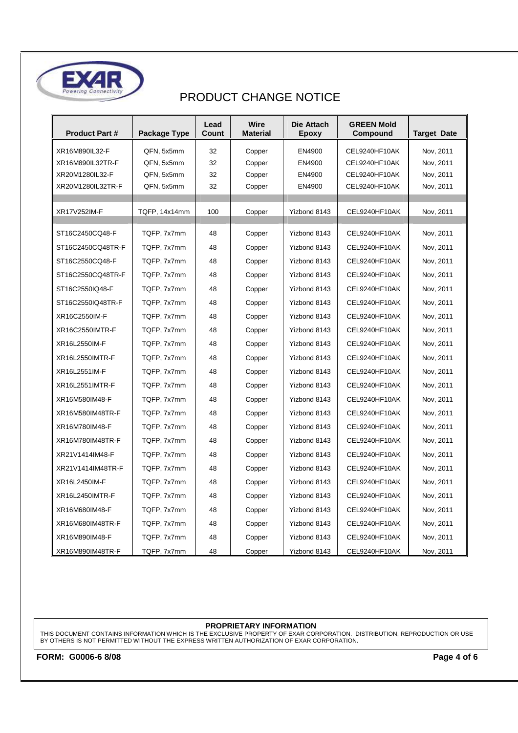# PRODUCT CHANGE NOTICE

| Product Part # | Package Type | Lead Count | Wire Material | Die Attach Epoxy | GREEN Mold Compound | Target Date |
|---|---|---|---|---|---|---|
| XR16M890IL32-F | QFN, 5x5mm | 32 | Copper | EN4900 | CEL9240HF10AK | Nov, 2011 |
| XR16M890IL32TR-F | QFN, 5x5mm | 32 | Copper | EN4900 | CEL9240HF10AK | Nov, 2011 |
| XR20M1280IL32-F | QFN, 5x5mm | 32 | Copper | EN4900 | CEL9240HF10AK | Nov, 2011 |
| XR20M1280IL32TR-F | QFN, 5x5mm | 32 | Copper | EN4900 | CEL9240HF10AK | Nov, 2011 |
| | | | | | | |
| XR17V252IM-F | TQFP, 14x14mm | 100 | Copper | Yizbond 8143 | CEL9240HF10AK | Nov, 2011 |
| | | | | | | |
| ST16C2450CQ48-F | TQFP, 7x7mm | 48 | Copper | Yizbond 8143 | CEL9240HF10AK | Nov, 2011 |
| ST16C2450CQ48TR-F | TQFP, 7x7mm | 48 | Copper | Yizbond 8143 | CEL9240HF10AK | Nov, 2011 |
| ST16C2550CQ48-F | TQFP, 7x7mm | 48 | Copper | Yizbond 8143 | CEL9240HF10AK | Nov, 2011 |
| ST16C2550CQ48TR-F | TQFP, 7x7mm | 48 | Copper | Yizbond 8143 | CEL9240HF10AK | Nov, 2011 |
| ST16C2550IQ48-F | TQFP, 7x7mm | 48 | Copper | Yizbond 8143 | CEL9240HF10AK | Nov, 2011 |
| ST16C2550IQ48TR-F | TQFP, 7x7mm | 48 | Copper | Yizbond 8143 | CEL9240HF10AK | Nov, 2011 |
| XR16C2550IM-F | TQFP, 7x7mm | 48 | Copper | Yizbond 8143 | CEL9240HF10AK | Nov, 2011 |
| XR16C2550IMTR-F | TQFP, 7x7mm | 48 | Copper | Yizbond 8143 | CEL9240HF10AK | Nov, 2011 |
| XR16L2550IM-F | TQFP, 7x7mm | 48 | Copper | Yizbond 8143 | CEL9240HF10AK | Nov, 2011 |
| XR16L2550IMTR-F | TQFP, 7x7mm | 48 | Copper | Yizbond 8143 | CEL9240HF10AK | Nov, 2011 |
| XR16L2551IM-F | TQFP, 7x7mm | 48 | Copper | Yizbond 8143 | CEL9240HF10AK | Nov, 2011 |
| XR16L2551IMTR-F | TQFP, 7x7mm | 48 | Copper | Yizbond 8143 | CEL9240HF10AK | Nov, 2011 |
| XR16M580IM48-F | TQFP, 7x7mm | 48 | Copper | Yizbond 8143 | CEL9240HF10AK | Nov, 2011 |
| XR16M580IM48TR-F | TQFP, 7x7mm | 48 | Copper | Yizbond 8143 | CEL9240HF10AK | Nov, 2011 |
| XR16M780IM48-F | TQFP, 7x7mm | 48 | Copper | Yizbond 8143 | CEL9240HF10AK | Nov, 2011 |
| XR16M780IM48TR-F | TQFP, 7x7mm | 48 | Copper | Yizbond 8143 | CEL9240HF10AK | Nov, 2011 |
| XR21V1414IM48-F | TQFP, 7x7mm | 48 | Copper | Yizbond 8143 | CEL9240HF10AK | Nov, 2011 |
| XR21V1414IM48TR-F | TQFP, 7x7mm | 48 | Copper | Yizbond 8143 | CEL9240HF10AK | Nov, 2011 |
| XR16L2450IM-F | TQFP, 7x7mm | 48 | Copper | Yizbond 8143 | CEL9240HF10AK | Nov, 2011 |
| XR16L2450IMTR-F | TQFP, 7x7mm | 48 | Copper | Yizbond 8143 | CEL9240HF10AK | Nov, 2011 |
| XR16M680IM48-F | TQFP, 7x7mm | 48 | Copper | Yizbond 8143 | CEL9240HF10AK | Nov, 2011 |
| XR16M680IM48TR-F | TQFP, 7x7mm | 48 | Copper | Yizbond 8143 | CEL9240HF10AK | Nov, 2011 |
| XR16M890IM48-F | TQFP, 7x7mm | 48 | Copper | Yizbond 8143 | CEL9240HF10AK | Nov, 2011 |
| XR16M890IM48TR-F | TQFP, 7x7mm | 48 | Copper | Yizbond 8143 | CEL9240HF10AK | Nov, 2011 |

**PROPRIETARY INFORMATION**

THIS DOCUMENT CONTAINS INFORMATION WHICH IS THE EXCLUSIVE PROPERTY OF EXAR CORPORATION. DISTRIBUTION, REPRODUCTION OR USE BY OTHERS IS NOT PERMITTED WITHOUT THE EXPRESS WRITTEN AUTHORIZATION OF EXAR CORPORATION.

**FORM: G0006-6 8/08**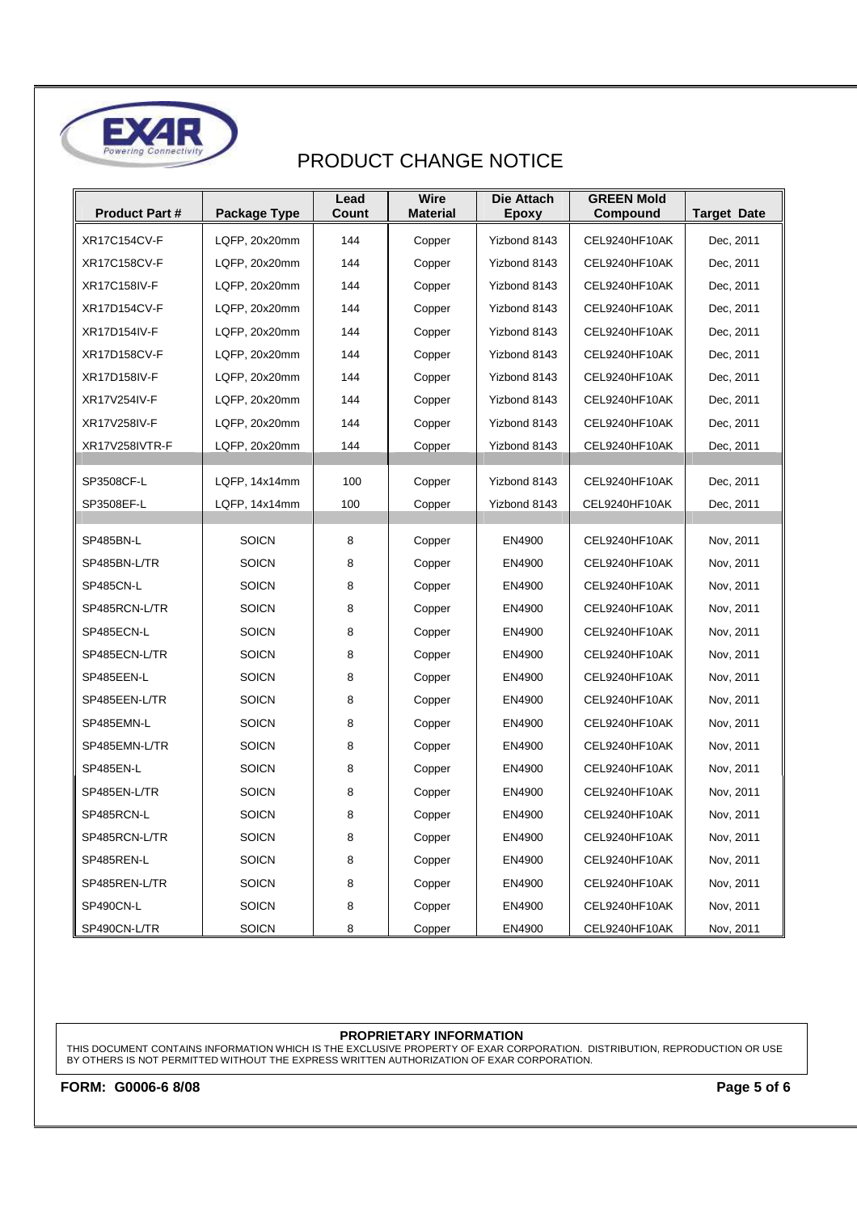# PRODUCT CHANGE NOTICE

| Product Part # | Package Type | Lead Count | Wire Material | Die Attach Epoxy | GREEN Mold Compound | Target Date |
|---|---|---|---|---|---|---|
| XR17C154CV-F | LQFP, 20x20mm | 144 | Copper | Yizbond 8143 | CEL9240HF10AK | Dec, 2011 |
| XR17C158CV-F | LQFP, 20x20mm | 144 | Copper | Yizbond 8143 | CEL9240HF10AK | Dec, 2011 |
| XR17C158IV-F | LQFP, 20x20mm | 144 | Copper | Yizbond 8143 | CEL9240HF10AK | Dec, 2011 |
| XR17D154CV-F | LQFP, 20x20mm | 144 | Copper | Yizbond 8143 | CEL9240HF10AK | Dec, 2011 |
| XR17D154IV-F | LQFP, 20x20mm | 144 | Copper | Yizbond 8143 | CEL9240HF10AK | Dec, 2011 |
| XR17D158CV-F | LQFP, 20x20mm | 144 | Copper | Yizbond 8143 | CEL9240HF10AK | Dec, 2011 |
| XR17D158IV-F | LQFP, 20x20mm | 144 | Copper | Yizbond 8143 | CEL9240HF10AK | Dec, 2011 |
| XR17V254IV-F | LQFP, 20x20mm | 144 | Copper | Yizbond 8143 | CEL9240HF10AK | Dec, 2011 |
| XR17V258IV-F | LQFP, 20x20mm | 144 | Copper | Yizbond 8143 | CEL9240HF10AK | Dec, 2011 |
| XR17V258IVTR-F | LQFP, 20x20mm | 144 | Copper | Yizbond 8143 | CEL9240HF10AK | Dec, 2011 |
| | | | | | | |
| SP3508CF-L | LQFP, 14x14mm | 100 | Copper | Yizbond 8143 | CEL9240HF10AK | Dec, 2011 |
| SP3508EF-L | LQFP, 14x14mm | 100 | Copper | Yizbond 8143 | CEL9240HF10AK | Dec, 2011 |
| | | | | | | |
| SP485BN-L | SOICN | 8 | Copper | EN4900 | CEL9240HF10AK | Nov, 2011 |
| SP485BN-L/TR | SOICN | 8 | Copper | EN4900 | CEL9240HF10AK | Nov, 2011 |
| SP485CN-L | SOICN | 8 | Copper | EN4900 | CEL9240HF10AK | Nov, 2011 |
| SP485RCN-L/TR | SOICN | 8 | Copper | EN4900 | CEL9240HF10AK | Nov, 2011 |
| SP485ECN-L | SOICN | 8 | Copper | EN4900 | CEL9240HF10AK | Nov, 2011 |
| SP485ECN-L/TR | SOICN | 8 | Copper | EN4900 | CEL9240HF10AK | Nov, 2011 |
| SP485EEN-L | SOICN | 8 | Copper | EN4900 | CEL9240HF10AK | Nov, 2011 |
| SP485EEN-L/TR | SOICN | 8 | Copper | EN4900 | CEL9240HF10AK | Nov, 2011 |
| SP485EMN-L | SOICN | 8 | Copper | EN4900 | CEL9240HF10AK | Nov, 2011 |
| SP485EMN-L/TR | SOICN | 8 | Copper | EN4900 | CEL9240HF10AK | Nov, 2011 |
| SP485EN-L | SOICN | 8 | Copper | EN4900 | CEL9240HF10AK | Nov, 2011 |
| SP485EN-L/TR | SOICN | 8 | Copper | EN4900 | CEL9240HF10AK | Nov, 2011 |
| SP485RCN-L | SOICN | 8 | Copper | EN4900 | CEL9240HF10AK | Nov, 2011 |
| SP485RCN-L/TR | SOICN | 8 | Copper | EN4900 | CEL9240HF10AK | Nov, 2011 |
| SP485REN-L | SOICN | 8 | Copper | EN4900 | CEL9240HF10AK | Nov, 2011 |
| SP485REN-L/TR | SOICN | 8 | Copper | EN4900 | CEL9240HF10AK | Nov, 2011 |
| SP490CN-L | SOICN | 8 | Copper | EN4900 | CEL9240HF10AK | Nov, 2011 |
| SP490CN-L/TR | SOICN | 8 | Copper | EN4900 | CEL9240HF10AK | Nov, 2011 |

**PROPRIETARY INFORMATION**

THIS DOCUMENT CONTAINS INFORMATION WHICH IS THE EXCLUSIVE PROPERTY OF EXAR CORPORATION. DISTRIBUTION, REPRODUCTION OR USE BY OTHERS IS NOT PERMITTED WITHOUT THE EXPRESS WRITTEN AUTHORIZATION OF EXAR CORPORATION.

**FORM: G0006-6 8/08**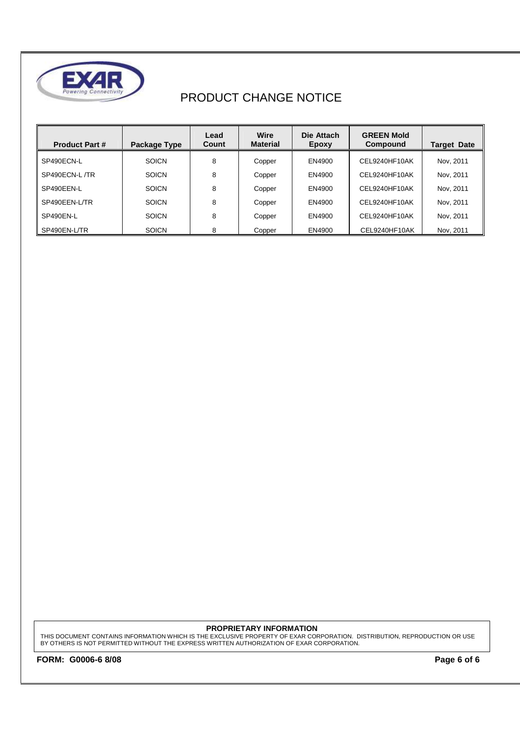# PRODUCT CHANGE NOTICE

| Product Part # | Package Type | Lead Count | Wire Material | Die Attach Epoxy | GREEN Mold Compound | Target Date |
|---|---|---|---|---|---|---|
| SP490ECN-L | SOICN | 8 | Copper | EN4900 | CEL9240HF10AK | Nov, 2011 |
| SP490ECN-L /TR | SOICN | 8 | Copper | EN4900 | CEL9240HF10AK | Nov, 2011 |
| SP490EEN-L | SOICN | 8 | Copper | EN4900 | CEL9240HF10AK | Nov, 2011 |
| SP490EEN-L/TR | SOICN | 8 | Copper | EN4900 | CEL9240HF10AK | Nov, 2011 |
| SP490EN-L | SOICN | 8 | Copper | EN4900 | CEL9240HF10AK | Nov, 2011 |
| SP490EN-L/TR | SOICN | 8 | Copper | EN4900 | CEL9240HF10AK | Nov, 2011 |

**PROPRIETARY INFORMATION**

THIS DOCUMENT CONTAINS INFORMATION WHICH IS THE EXCLUSIVE PROPERTY OF EXAR CORPORATION. DISTRIBUTION, REPRODUCTION OR USE BY OTHERS IS NOT PERMITTED WITHOUT THE EXPRESS WRITTEN AUTHORIZATION OF EXAR CORPORATION.

**FORM: G0006-6 8/08**